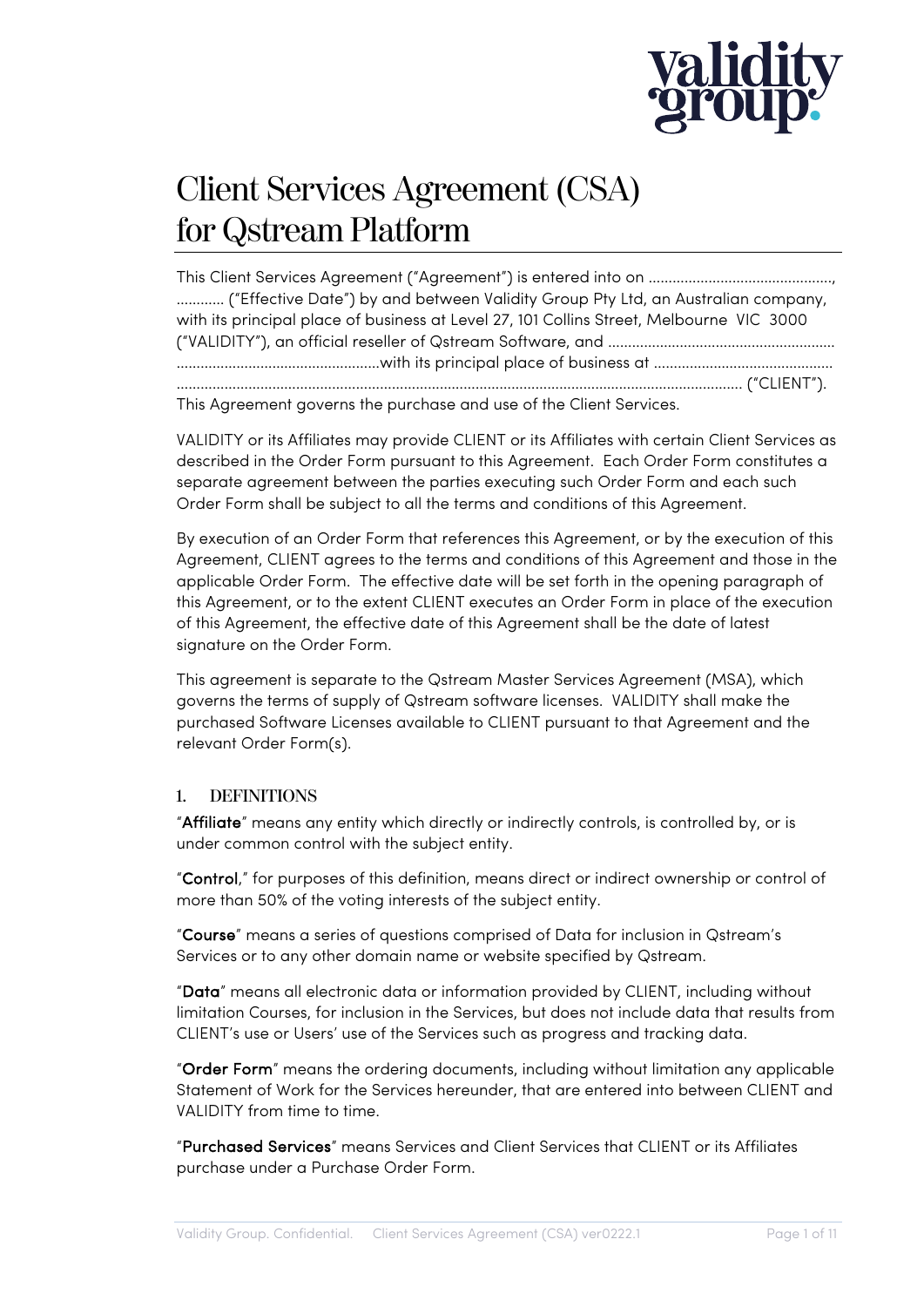# Client Services Agreement (CSA) for Qstream Platform

This Client Services Agreement ("Agreement") is entered into on ............................................., ............ ("Effective Date") by and between Validity Group Pty Ltd, an Australian company, with its principal place of business at Level 27, 101 Collins Street, Melbourne VIC 3000 ("VALIDITY"), an official reseller of Qstream Software, and ........................................................ ..................................................with its principal place of business at ............................................ ............................................................................................................................................ ("CLIENT"). This Agreement governs the purchase and use of the Client Services.

VALIDITY or its Affiliates may provide CLIENT or its Affiliates with certain Client Services as described in the Order Form pursuant to this Agreement. Each Order Form constitutes a separate agreement between the parties executing such Order Form and each such Order Form shall be subject to all the terms and conditions of this Agreement.

By execution of an Order Form that references this Agreement, or by the execution of this Agreement, CLIENT agrees to the terms and conditions of this Agreement and those in the applicable Order Form. The effective date will be set forth in the opening paragraph of this Agreement, or to the extent CLIENT executes an Order Form in place of the execution of this Agreement, the effective date of this Agreement shall be the date of latest signature on the Order Form.

This agreement is separate to the Qstream Master Services Agreement (MSA), which governs the terms of supply of Qstream software licenses. VALIDITY shall make the purchased Software Licenses available to CLIENT pursuant to that Agreement and the relevant Order Form(s).

## 1. DEFINITIONS

"**Affiliate**" means any entity which directly or indirectly controls, is controlled by, or is under common control with the subject entity.

"**Control**," for purposes of this definition, means direct or indirect ownership or control of more than 50% of the voting interests of the subject entity.

"**Course**" means a series of questions comprised of Data for inclusion in Qstream's Services or to any other domain name or website specified by Qstream.

"**Data**" means all electronic data or information provided by CLIENT, including without limitation Courses, for inclusion in the Services, but does not include data that results from CLIENT's use or Users' use of the Services such as progress and tracking data.

"**Order Form**" means the ordering documents, including without limitation any applicable Statement of Work for the Services hereunder, that are entered into between CLIENT and VALIDITY from time to time.

"**Purchased Services**" means Services and Client Services that CLIENT or its Affiliates purchase under a Purchase Order Form.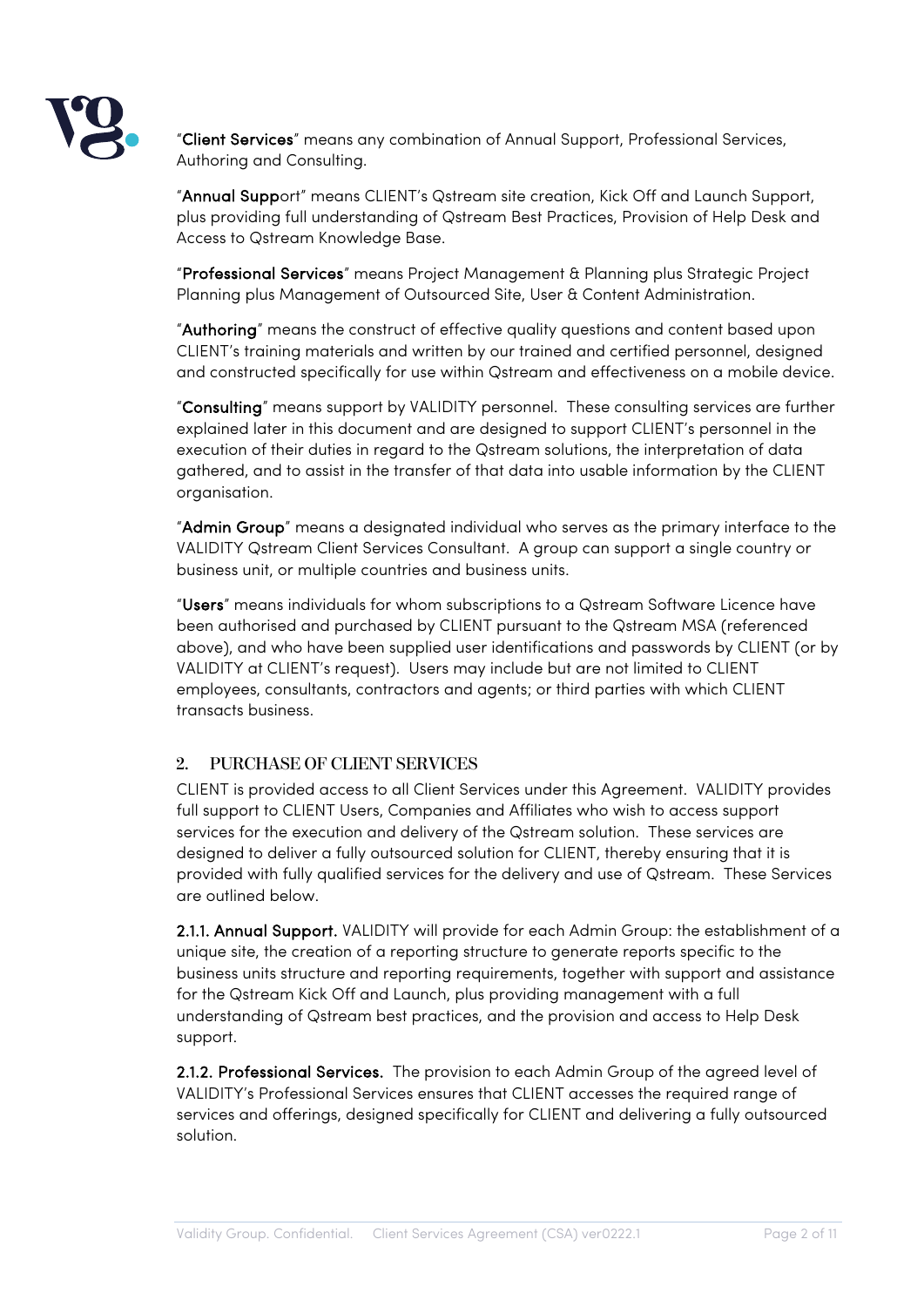"**Client Services**" means any combination of Annual Support, Professional Services, Authoring and Consulting.

"**Annual Support**" means CLIENT's Qstream site creation, Kick Off and Launch Support, plus providing full understanding of Qstream Best Practices, Provision of Help Desk and Access to Qstream Knowledge Base.

"**Professional Services**" means Project Management & Planning plus Strategic Project Planning plus Management of Outsourced Site, User & Content Administration.

"**Authoring**" means the construct of effective quality questions and content based upon CLIENT's training materials and written by our trained and certified personnel, designed and constructed specifically for use within Qstream and effectiveness on a mobile device.

"**Consulting**" means support by VALIDITY personnel. These consulting services are further explained later in this document and are designed to support CLIENT's personnel in the execution of their duties in regard to the Qstream solutions, the interpretation of data gathered, and to assist in the transfer of that data into usable information by the CLIENT organisation.

"**Admin Group**" means a designated individual who serves as the primary interface to the VALIDITY Qstream Client Services Consultant. A group can support a single country or business unit, or multiple countries and business units.

"**Users**" means individuals for whom subscriptions to a Qstream Software Licence have been authorised and purchased by CLIENT pursuant to the Qstream MSA (referenced above), and who have been supplied user identifications and passwords by CLIENT (or by VALIDITY at CLIENT's request). Users may include but are not limited to CLIENT employees, consultants, contractors and agents; or third parties with which CLIENT transacts business.

## 2. PURCHASE OF CLIENT SERVICES

CLIENT is provided access to all Client Services under this Agreement. VALIDITY provides full support to CLIENT Users, Companies and Affiliates who wish to access support services for the execution and delivery of the Qstream solution. These services are designed to deliver a fully outsourced solution for CLIENT, thereby ensuring that it is provided with fully qualified services for the delivery and use of Qstream. These Services are outlined below.

**2.1.1. Annual Support.** VALIDITY will provide for each Admin Group: the establishment of a unique site, the creation of a reporting structure to generate reports specific to the business units structure and reporting requirements, together with support and assistance for the Qstream Kick Off and Launch, plus providing management with a full understanding of Qstream best practices, and the provision and access to Help Desk support.

**2.1.2. Professional Services.** The provision to each Admin Group of the agreed level of VALIDITY's Professional Services ensures that CLIENT accesses the required range of services and offerings, designed specifically for CLIENT and delivering a fully outsourced solution.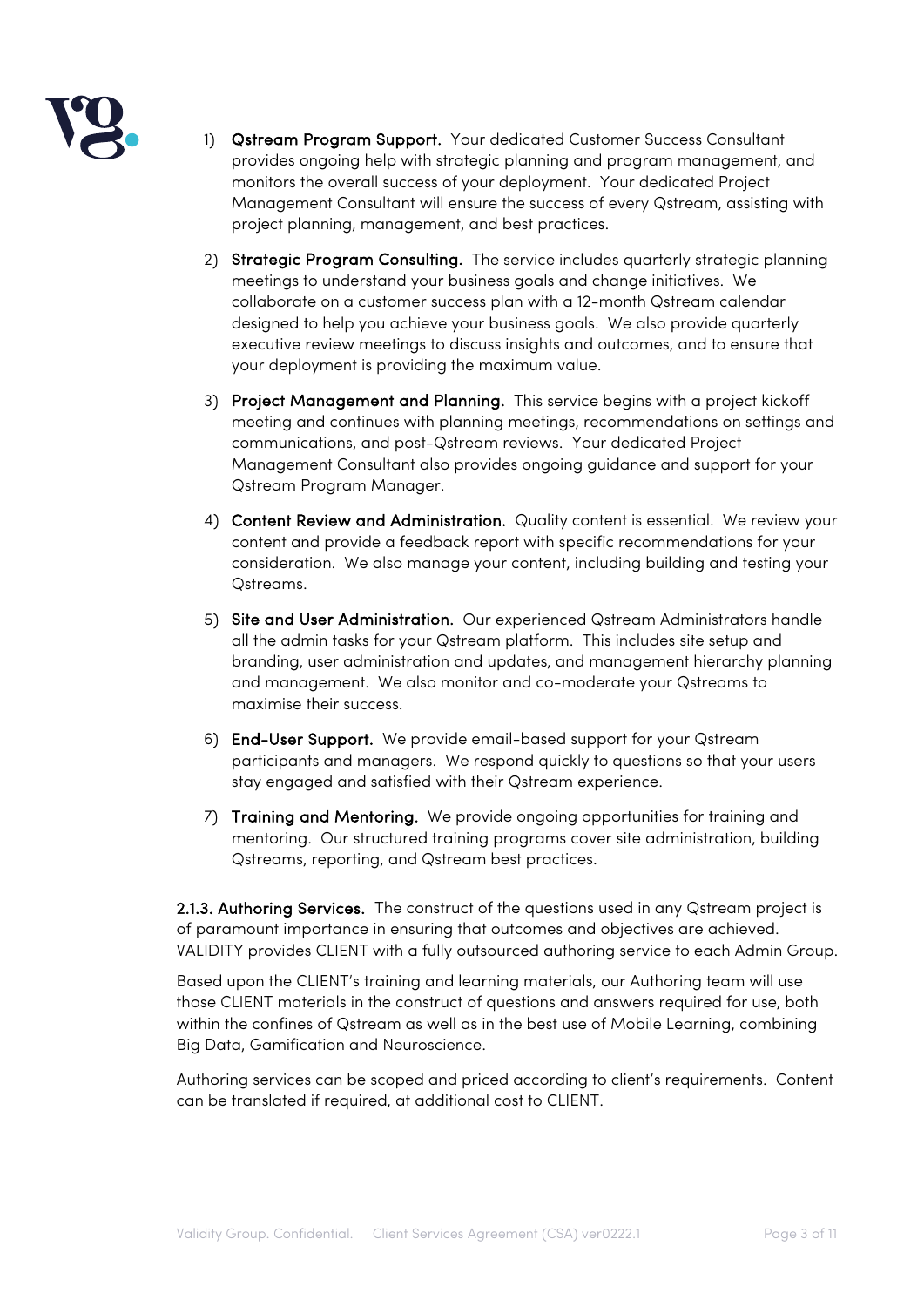1) **Qstream Program Support.** Your dedicated Customer Success Consultant provides ongoing help with strategic planning and program management, and monitors the overall success of your deployment. Your dedicated Project Management Consultant will ensure the success of every Qstream, assisting with project planning, management, and best practices.

2) **Strategic Program Consulting.** The service includes quarterly strategic planning meetings to understand your business goals and change initiatives. We collaborate on a customer success plan with a 12-month Qstream calendar designed to help you achieve your business goals. We also provide quarterly executive review meetings to discuss insights and outcomes, and to ensure that your deployment is providing the maximum value.

3) **Project Management and Planning.** This service begins with a project kickoff meeting and continues with planning meetings, recommendations on settings and communications, and post-Qstream reviews. Your dedicated Project Management Consultant also provides ongoing guidance and support for your Qstream Program Manager.

4) **Content Review and Administration.** Quality content is essential. We review your content and provide a feedback report with specific recommendations for your consideration. We also manage your content, including building and testing your Qstreams.

5) **Site and User Administration.** Our experienced Qstream Administrators handle all the admin tasks for your Qstream platform. This includes site setup and branding, user administration and updates, and management hierarchy planning and management. We also monitor and co-moderate your Qstreams to maximise their success.

6) **End-User Support.** We provide email-based support for your Qstream participants and managers. We respond quickly to questions so that your users stay engaged and satisfied with their Qstream experience.

7) **Training and Mentoring.** We provide ongoing opportunities for training and mentoring. Our structured training programs cover site administration, building Qstreams, reporting, and Qstream best practices.

**2.1.3. Authoring Services.** The construct of the questions used in any Qstream project is of paramount importance in ensuring that outcomes and objectives are achieved. VALIDITY provides CLIENT with a fully outsourced authoring service to each Admin Group.

Based upon the CLIENT's training and learning materials, our Authoring team will use those CLIENT materials in the construct of questions and answers required for use, both within the confines of Qstream as well as in the best use of Mobile Learning, combining Big Data, Gamification and Neuroscience.

Authoring services can be scoped and priced according to client's requirements. Content can be translated if required, at additional cost to CLIENT.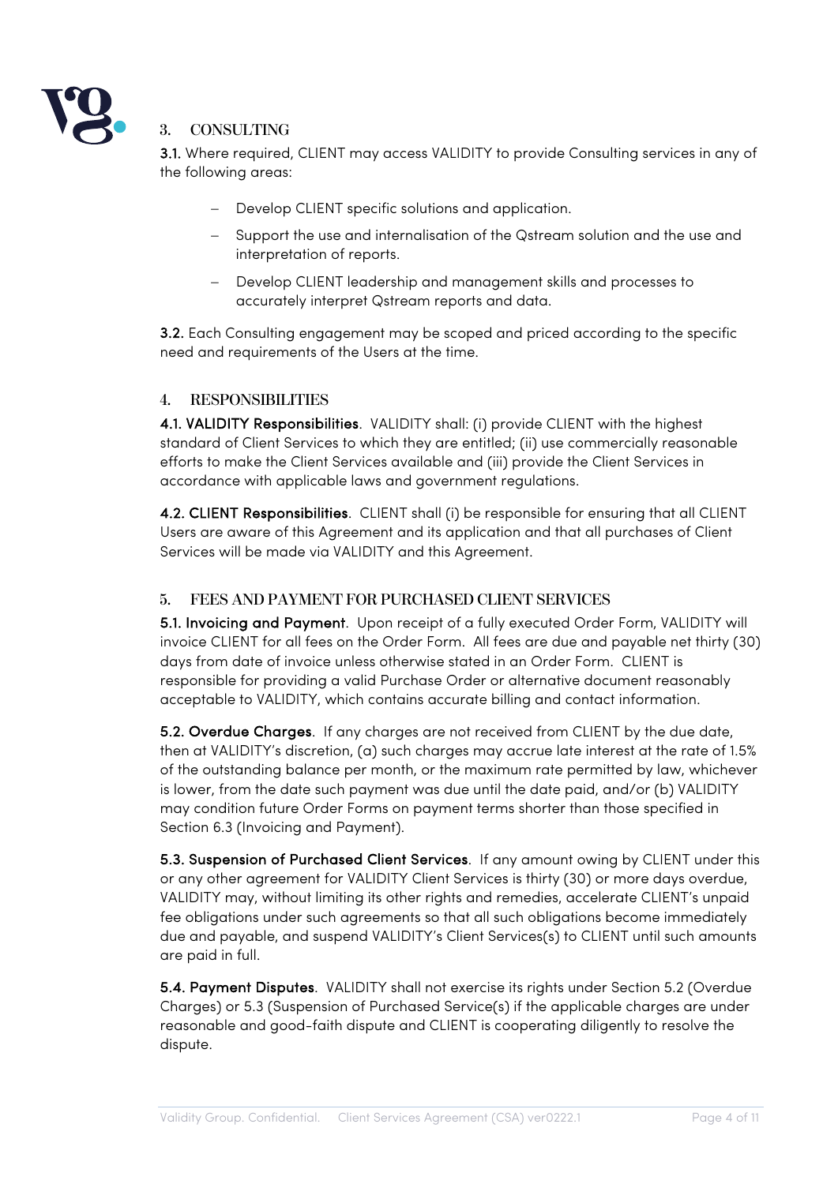## 3. CONSULTING

**3.1.** Where required, CLIENT may access VALIDITY to provide Consulting services in any of the following areas:

- Develop CLIENT specific solutions and application.
- Support the use and internalisation of the Qstream solution and the use and interpretation of reports.
- Develop CLIENT leadership and management skills and processes to accurately interpret Qstream reports and data.

**3.2.** Each Consulting engagement may be scoped and priced according to the specific need and requirements of the Users at the time.

## 4. RESPONSIBILITIES

**4.1. VALIDITY Responsibilities**. VALIDITY shall: (i) provide CLIENT with the highest standard of Client Services to which they are entitled; (ii) use commercially reasonable efforts to make the Client Services available and (iii) provide the Client Services in accordance with applicable laws and government regulations.

**4.2. CLIENT Responsibilities**. CLIENT shall (i) be responsible for ensuring that all CLIENT Users are aware of this Agreement and its application and that all purchases of Client Services will be made via VALIDITY and this Agreement.

## 5. FEES AND PAYMENT FOR PURCHASED CLIENT SERVICES

**5.1. Invoicing and Payment**. Upon receipt of a fully executed Order Form, VALIDITY will invoice CLIENT for all fees on the Order Form. All fees are due and payable net thirty (30) days from date of invoice unless otherwise stated in an Order Form. CLIENT is responsible for providing a valid Purchase Order or alternative document reasonably acceptable to VALIDITY, which contains accurate billing and contact information.

**5.2. Overdue Charges**. If any charges are not received from CLIENT by the due date, then at VALIDITY's discretion, (a) such charges may accrue late interest at the rate of 1.5% of the outstanding balance per month, or the maximum rate permitted by law, whichever is lower, from the date such payment was due until the date paid, and/or (b) VALIDITY may condition future Order Forms on payment terms shorter than those specified in Section 6.3 (Invoicing and Payment).

**5.3. Suspension of Purchased Client Services**. If any amount owing by CLIENT under this or any other agreement for VALIDITY Client Services is thirty (30) or more days overdue, VALIDITY may, without limiting its other rights and remedies, accelerate CLIENT's unpaid fee obligations under such agreements so that all such obligations become immediately due and payable, and suspend VALIDITY's Client Services(s) to CLIENT until such amounts are paid in full.

**5.4. Payment Disputes**. VALIDITY shall not exercise its rights under Section 5.2 (Overdue Charges) or 5.3 (Suspension of Purchased Service(s) if the applicable charges are under reasonable and good-faith dispute and CLIENT is cooperating diligently to resolve the dispute.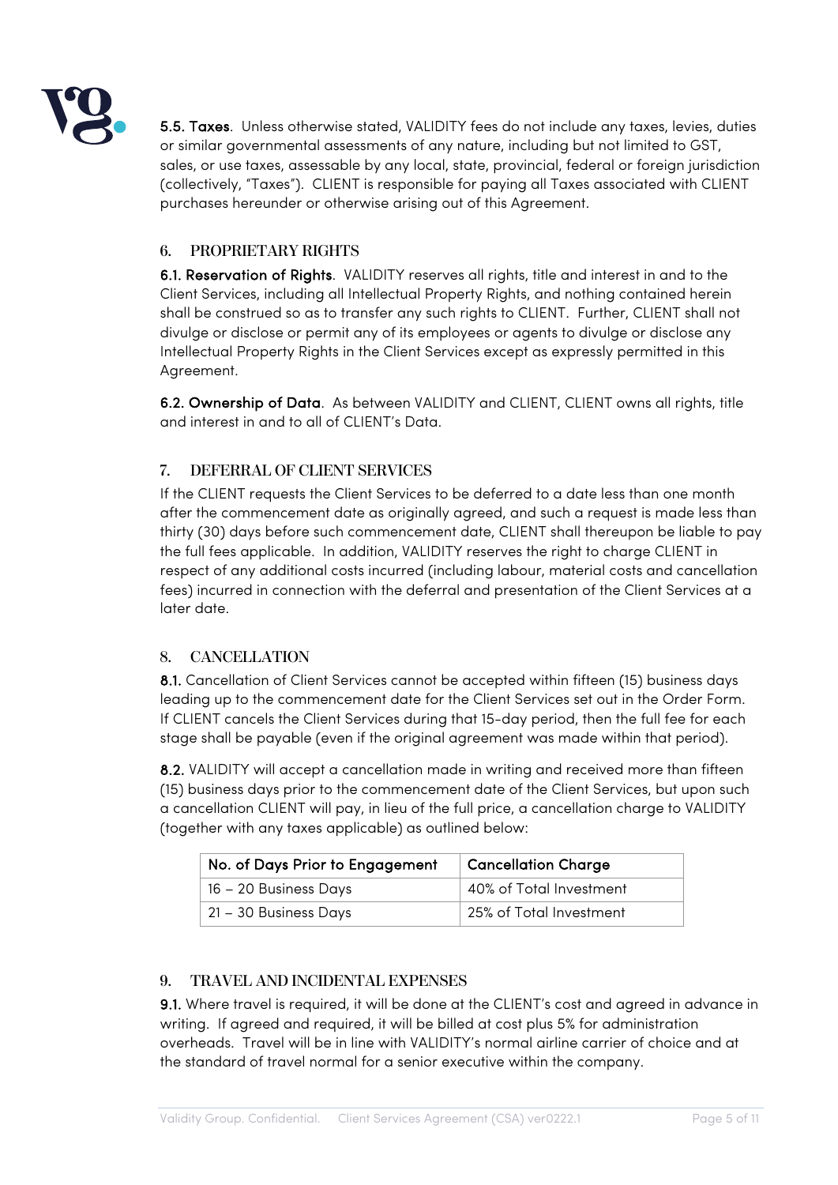**5.5. Taxes**. Unless otherwise stated, VALIDITY fees do not include any taxes, levies, duties or similar governmental assessments of any nature, including but not limited to GST, sales, or use taxes, assessable by any local, state, provincial, federal or foreign jurisdiction (collectively, "Taxes"). CLIENT is responsible for paying all Taxes associated with CLIENT purchases hereunder or otherwise arising out of this Agreement.

## 6. PROPRIETARY RIGHTS

**6.1. Reservation of Rights**. VALIDITY reserves all rights, title and interest in and to the Client Services, including all Intellectual Property Rights, and nothing contained herein shall be construed so as to transfer any such rights to CLIENT. Further, CLIENT shall not divulge or disclose or permit any of its employees or agents to divulge or disclose any Intellectual Property Rights in the Client Services except as expressly permitted in this Agreement.

**6.2. Ownership of Data**. As between VALIDITY and CLIENT, CLIENT owns all rights, title and interest in and to all of CLIENT's Data.

## 7. DEFERRAL OF CLIENT SERVICES

If the CLIENT requests the Client Services to be deferred to a date less than one month after the commencement date as originally agreed, and such a request is made less than thirty (30) days before such commencement date, CLIENT shall thereupon be liable to pay the full fees applicable. In addition, VALIDITY reserves the right to charge CLIENT in respect of any additional costs incurred (including labour, material costs and cancellation fees) incurred in connection with the deferral and presentation of the Client Services at a later date.

## 8. CANCELLATION

**8.1.** Cancellation of Client Services cannot be accepted within fifteen (15) business days leading up to the commencement date for the Client Services set out in the Order Form. If CLIENT cancels the Client Services during that 15-day period, then the full fee for each stage shall be payable (even if the original agreement was made within that period).

**8.2.** VALIDITY will accept a cancellation made in writing and received more than fifteen (15) business days prior to the commencement date of the Client Services, but upon such a cancellation CLIENT will pay, in lieu of the full price, a cancellation charge to VALIDITY (together with any taxes applicable) as outlined below:

| No. of Days Prior to Engagement | Cancellation Charge |
|---|---|
| 16 – 20 Business Days | 40% of Total Investment |
| 21 – 30 Business Days | 25% of Total Investment |

## 9. TRAVEL AND INCIDENTAL EXPENSES

**9.1.** Where travel is required, it will be done at the CLIENT's cost and agreed in advance in writing. If agreed and required, it will be billed at cost plus 5% for administration overheads. Travel will be in line with VALIDITY's normal airline carrier of choice and at the standard of travel normal for a senior executive within the company.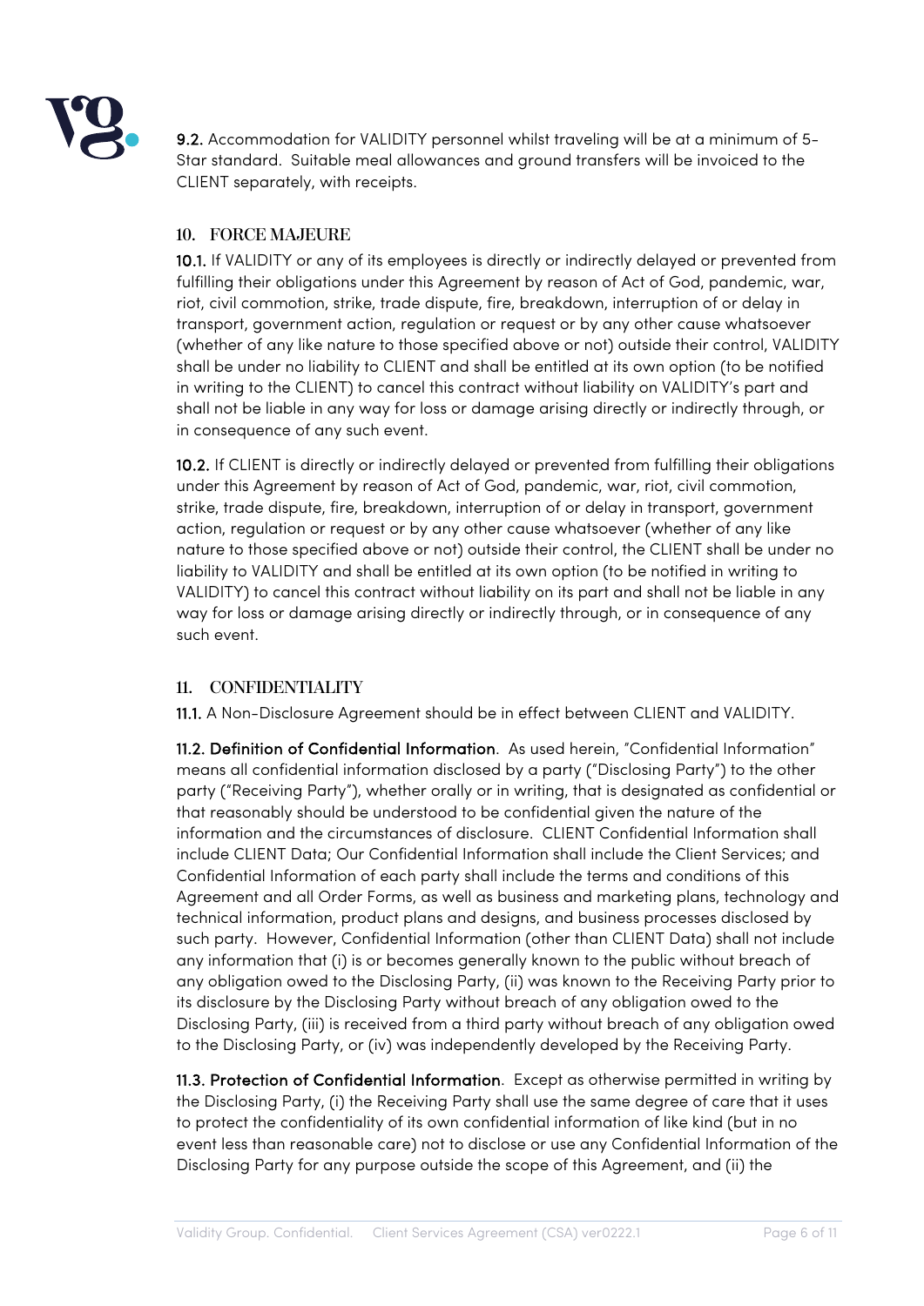**9.2.** Accommodation for VALIDITY personnel whilst traveling will be at a minimum of 5-Star standard. Suitable meal allowances and ground transfers will be invoiced to the CLIENT separately, with receipts.

## 10. FORCE MAJEURE

**10.1.** If VALIDITY or any of its employees is directly or indirectly delayed or prevented from fulfilling their obligations under this Agreement by reason of Act of God, pandemic, war, riot, civil commotion, strike, trade dispute, fire, breakdown, interruption of or delay in transport, government action, regulation or request or by any other cause whatsoever (whether of any like nature to those specified above or not) outside their control, VALIDITY shall be under no liability to CLIENT and shall be entitled at its own option (to be notified in writing to the CLIENT) to cancel this contract without liability on VALIDITY's part and shall not be liable in any way for loss or damage arising directly or indirectly through, or in consequence of any such event.

**10.2.** If CLIENT is directly or indirectly delayed or prevented from fulfilling their obligations under this Agreement by reason of Act of God, pandemic, war, riot, civil commotion, strike, trade dispute, fire, breakdown, interruption of or delay in transport, government action, regulation or request or by any other cause whatsoever (whether of any like nature to those specified above or not) outside their control, the CLIENT shall be under no liability to VALIDITY and shall be entitled at its own option (to be notified in writing to VALIDITY) to cancel this contract without liability on its part and shall not be liable in any way for loss or damage arising directly or indirectly through, or in consequence of any such event.

## 11. CONFIDENTIALITY

**11.1.** A Non-Disclosure Agreement should be in effect between CLIENT and VALIDITY.

**11.2. Definition of Confidential Information**. As used herein, "Confidential Information" means all confidential information disclosed by a party ("Disclosing Party") to the other party ("Receiving Party"), whether orally or in writing, that is designated as confidential or that reasonably should be understood to be confidential given the nature of the information and the circumstances of disclosure. CLIENT Confidential Information shall include CLIENT Data; Our Confidential Information shall include the Client Services; and Confidential Information of each party shall include the terms and conditions of this Agreement and all Order Forms, as well as business and marketing plans, technology and technical information, product plans and designs, and business processes disclosed by such party. However, Confidential Information (other than CLIENT Data) shall not include any information that (i) is or becomes generally known to the public without breach of any obligation owed to the Disclosing Party, (ii) was known to the Receiving Party prior to its disclosure by the Disclosing Party without breach of any obligation owed to the Disclosing Party, (iii) is received from a third party without breach of any obligation owed to the Disclosing Party, or (iv) was independently developed by the Receiving Party.

**11.3. Protection of Confidential Information**. Except as otherwise permitted in writing by the Disclosing Party, (i) the Receiving Party shall use the same degree of care that it uses to protect the confidentiality of its own confidential information of like kind (but in no event less than reasonable care) not to disclose or use any Confidential Information of the Disclosing Party for any purpose outside the scope of this Agreement, and (ii) the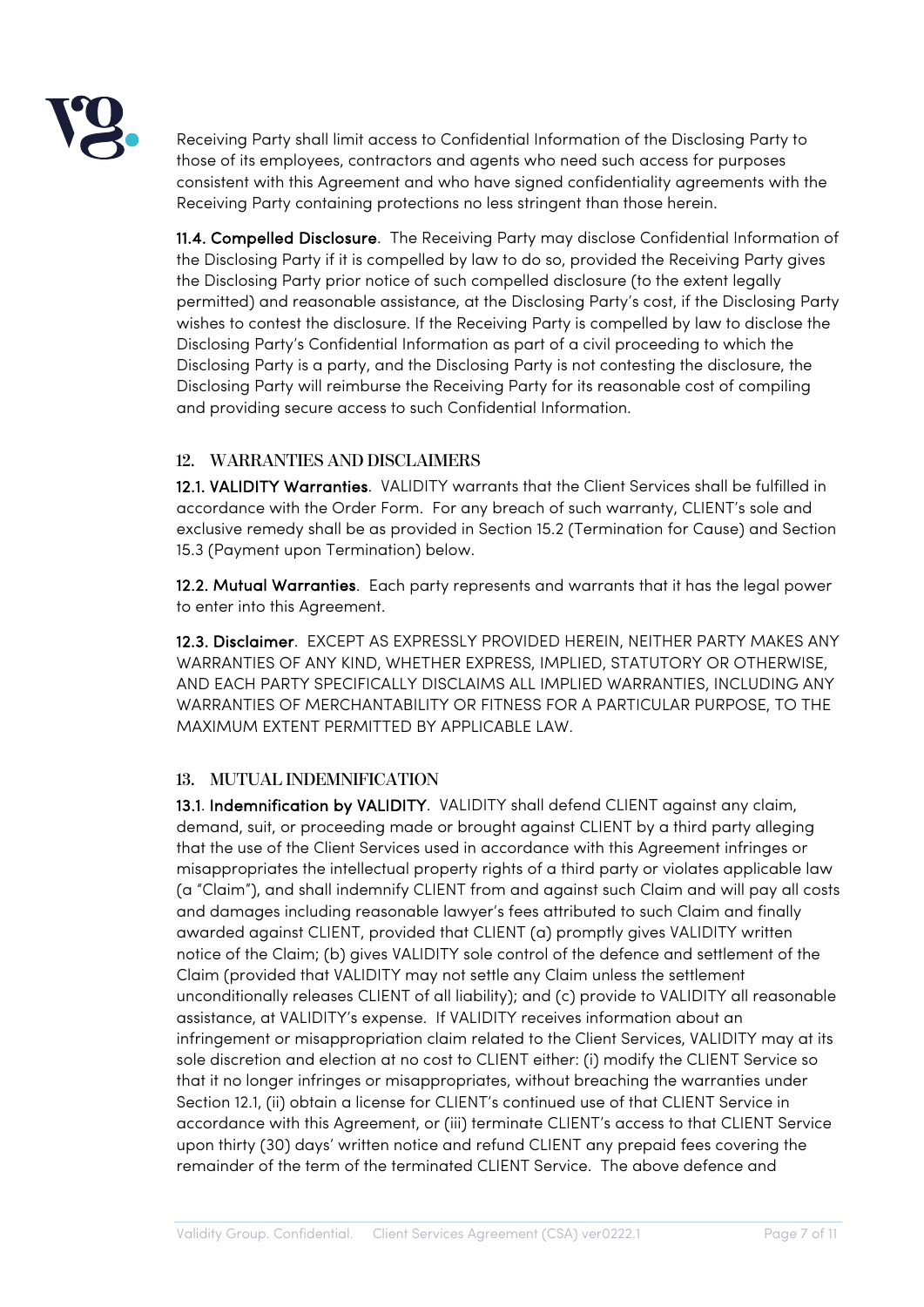Receiving Party shall limit access to Confidential Information of the Disclosing Party to those of its employees, contractors and agents who need such access for purposes consistent with this Agreement and who have signed confidentiality agreements with the Receiving Party containing protections no less stringent than those herein.

**11.4. Compelled Disclosure**. The Receiving Party may disclose Confidential Information of the Disclosing Party if it is compelled by law to do so, provided the Receiving Party gives the Disclosing Party prior notice of such compelled disclosure (to the extent legally permitted) and reasonable assistance, at the Disclosing Party's cost, if the Disclosing Party wishes to contest the disclosure. If the Receiving Party is compelled by law to disclose the Disclosing Party's Confidential Information as part of a civil proceeding to which the Disclosing Party is a party, and the Disclosing Party is not contesting the disclosure, the Disclosing Party will reimburse the Receiving Party for its reasonable cost of compiling and providing secure access to such Confidential Information.

## 12. WARRANTIES AND DISCLAIMERS

**12.1. VALIDITY Warranties**. VALIDITY warrants that the Client Services shall be fulfilled in accordance with the Order Form. For any breach of such warranty, CLIENT's sole and exclusive remedy shall be as provided in Section 15.2 (Termination for Cause) and Section 15.3 (Payment upon Termination) below.

**12.2. Mutual Warranties**. Each party represents and warrants that it has the legal power to enter into this Agreement.

**12.3. Disclaimer**. EXCEPT AS EXPRESSLY PROVIDED HEREIN, NEITHER PARTY MAKES ANY WARRANTIES OF ANY KIND, WHETHER EXPRESS, IMPLIED, STATUTORY OR OTHERWISE, AND EACH PARTY SPECIFICALLY DISCLAIMS ALL IMPLIED WARRANTIES, INCLUDING ANY WARRANTIES OF MERCHANTABILITY OR FITNESS FOR A PARTICULAR PURPOSE, TO THE MAXIMUM EXTENT PERMITTED BY APPLICABLE LAW.

## 13. MUTUAL INDEMNIFICATION

**13.1. Indemnification by VALIDITY**. VALIDITY shall defend CLIENT against any claim, demand, suit, or proceeding made or brought against CLIENT by a third party alleging that the use of the Client Services used in accordance with this Agreement infringes or misappropriates the intellectual property rights of a third party or violates applicable law (a "Claim"), and shall indemnify CLIENT from and against such Claim and will pay all costs and damages including reasonable lawyer's fees attributed to such Claim and finally awarded against CLIENT, provided that CLIENT (a) promptly gives VALIDITY written notice of the Claim; (b) gives VALIDITY sole control of the defence and settlement of the Claim (provided that VALIDITY may not settle any Claim unless the settlement unconditionally releases CLIENT of all liability); and (c) provide to VALIDITY all reasonable assistance, at VALIDITY's expense. If VALIDITY receives information about an infringement or misappropriation claim related to the Client Services, VALIDITY may at its sole discretion and election at no cost to CLIENT either: (i) modify the CLIENT Service so that it no longer infringes or misappropriates, without breaching the warranties under Section 12.1, (ii) obtain a license for CLIENT's continued use of that CLIENT Service in accordance with this Agreement, or (iii) terminate CLIENT's access to that CLIENT Service upon thirty (30) days' written notice and refund CLIENT any prepaid fees covering the remainder of the term of the terminated CLIENT Service. The above defence and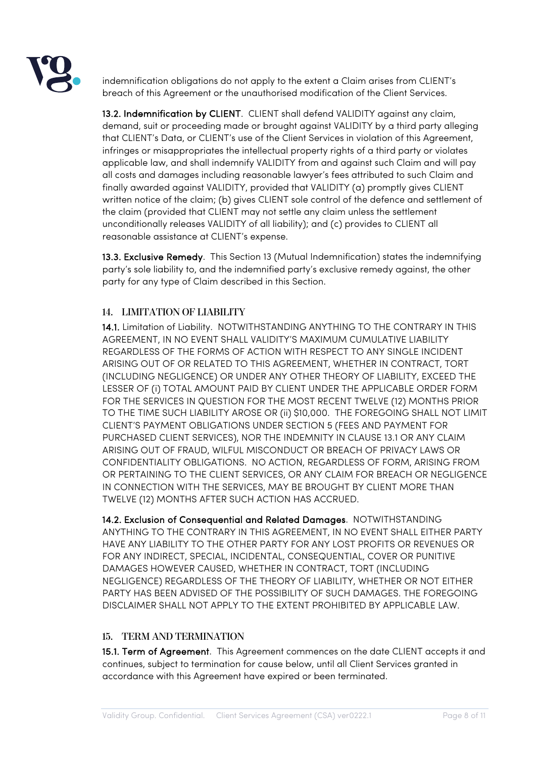indemnification obligations do not apply to the extent a Claim arises from CLIENT's breach of this Agreement or the unauthorised modification of the Client Services.

**13.2. Indemnification by CLIENT**. CLIENT shall defend VALIDITY against any claim, demand, suit or proceeding made or brought against VALIDITY by a third party alleging that CLIENT's Data, or CLIENT's use of the Client Services in violation of this Agreement, infringes or misappropriates the intellectual property rights of a third party or violates applicable law, and shall indemnify VALIDITY from and against such Claim and will pay all costs and damages including reasonable lawyer's fees attributed to such Claim and finally awarded against VALIDITY, provided that VALIDITY (a) promptly gives CLIENT written notice of the claim; (b) gives CLIENT sole control of the defence and settlement of the claim (provided that CLIENT may not settle any claim unless the settlement unconditionally releases VALIDITY of all liability); and (c) provides to CLIENT all reasonable assistance at CLIENT's expense.

**13.3. Exclusive Remedy**. This Section 13 (Mutual Indemnification) states the indemnifying party's sole liability to, and the indemnified party's exclusive remedy against, the other party for any type of Claim described in this Section.

## 14. LIMITATION OF LIABILITY

**14.1.** Limitation of Liability. NOTWITHSTANDING ANYTHING TO THE CONTRARY IN THIS AGREEMENT, IN NO EVENT SHALL VALIDITY'S MAXIMUM CUMULATIVE LIABILITY REGARDLESS OF THE FORMS OF ACTION WITH RESPECT TO ANY SINGLE INCIDENT ARISING OUT OF OR RELATED TO THIS AGREEMENT, WHETHER IN CONTRACT, TORT (INCLUDING NEGLIGENCE) OR UNDER ANY OTHER THEORY OF LIABILITY, EXCEED THE LESSER OF (i) TOTAL AMOUNT PAID BY CLIENT UNDER THE APPLICABLE ORDER FORM FOR THE SERVICES IN QUESTION FOR THE MOST RECENT TWELVE (12) MONTHS PRIOR TO THE TIME SUCH LIABILITY AROSE OR (ii) $10,000. THE FOREGOING SHALL NOT LIMIT CLIENT'S PAYMENT OBLIGATIONS UNDER SECTION 5 (FEES AND PAYMENT FOR PURCHASED CLIENT SERVICES), NOR THE INDEMNITY IN CLAUSE 13.1 OR ANY CLAIM ARISING OUT OF FRAUD, WILFUL MISCONDUCT OR BREACH OF PRIVACY LAWS OR CONFIDENTIALITY OBLIGATIONS. NO ACTION, REGARDLESS OF FORM, ARISING FROM OR PERTAINING TO THE CLIENT SERVICES, OR ANY CLAIM FOR BREACH OR NEGLIGENCE IN CONNECTION WITH THE SERVICES, MAY BE BROUGHT BY CLIENT MORE THAN TWELVE (12) MONTHS AFTER SUCH ACTION HAS ACCRUED.

**14.2. Exclusion of Consequential and Related Damages**. NOTWITHSTANDING ANYTHING TO THE CONTRARY IN THIS AGREEMENT, IN NO EVENT SHALL EITHER PARTY HAVE ANY LIABILITY TO THE OTHER PARTY FOR ANY LOST PROFITS OR REVENUES OR FOR ANY INDIRECT, SPECIAL, INCIDENTAL, CONSEQUENTIAL, COVER OR PUNITIVE DAMAGES HOWEVER CAUSED, WHETHER IN CONTRACT, TORT (INCLUDING NEGLIGENCE) REGARDLESS OF THE THEORY OF LIABILITY, WHETHER OR NOT EITHER PARTY HAS BEEN ADVISED OF THE POSSIBILITY OF SUCH DAMAGES. THE FOREGOING DISCLAIMER SHALL NOT APPLY TO THE EXTENT PROHIBITED BY APPLICABLE LAW.

## 15. TERM AND TERMINATION

**15.1. Term of Agreement**. This Agreement commences on the date CLIENT accepts it and continues, subject to termination for cause below, until all Client Services granted in accordance with this Agreement have expired or been terminated.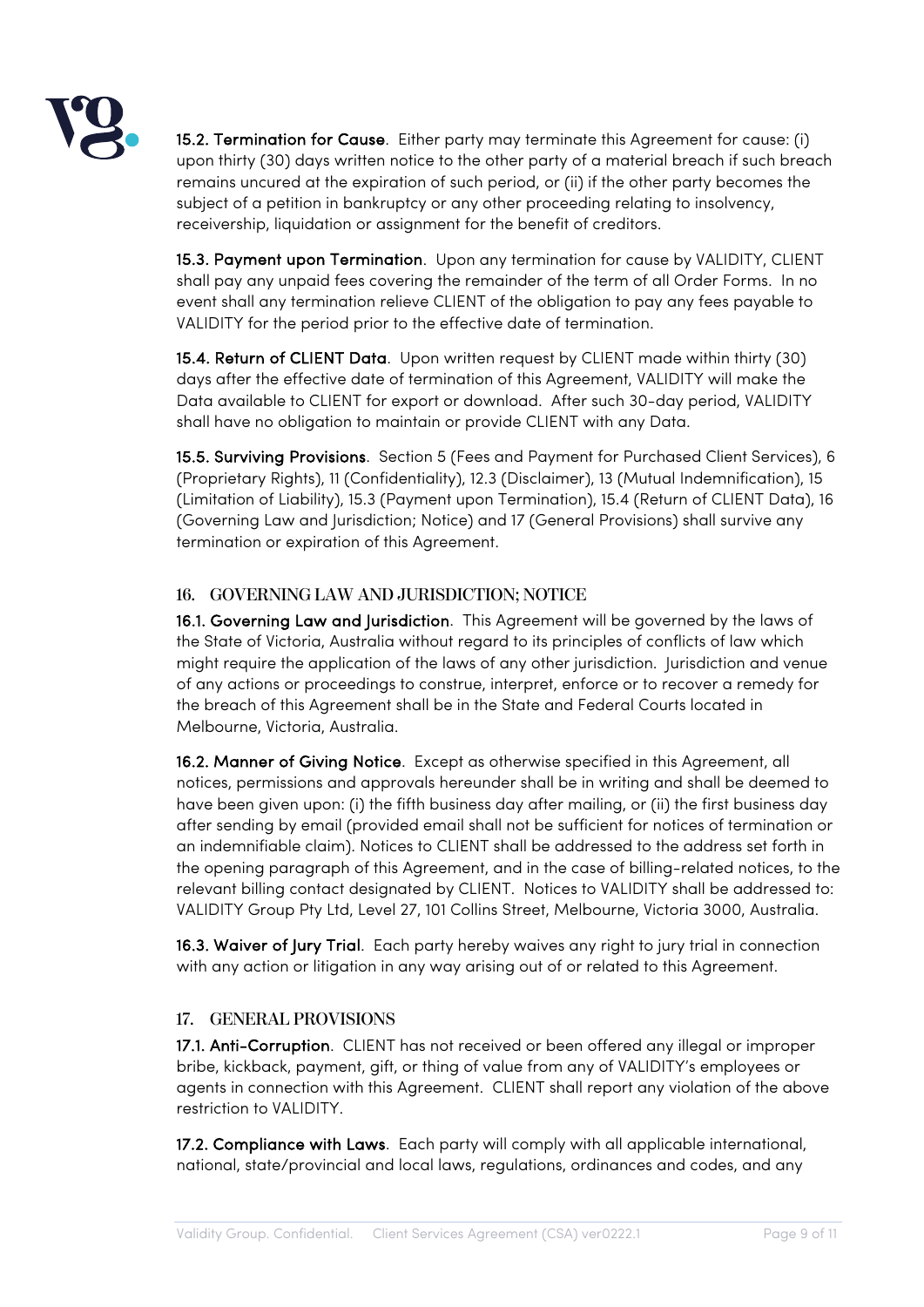**15.2. Termination for Cause**. Either party may terminate this Agreement for cause: (i) upon thirty (30) days written notice to the other party of a material breach if such breach remains uncured at the expiration of such period, or (ii) if the other party becomes the subject of a petition in bankruptcy or any other proceeding relating to insolvency, receivership, liquidation or assignment for the benefit of creditors.

**15.3. Payment upon Termination**. Upon any termination for cause by VALIDITY, CLIENT shall pay any unpaid fees covering the remainder of the term of all Order Forms. In no event shall any termination relieve CLIENT of the obligation to pay any fees payable to VALIDITY for the period prior to the effective date of termination.

**15.4. Return of CLIENT Data**. Upon written request by CLIENT made within thirty (30) days after the effective date of termination of this Agreement, VALIDITY will make the Data available to CLIENT for export or download. After such 30-day period, VALIDITY shall have no obligation to maintain or provide CLIENT with any Data.

**15.5. Surviving Provisions**. Section 5 (Fees and Payment for Purchased Client Services), 6 (Proprietary Rights), 11 (Confidentiality), 12.3 (Disclaimer), 13 (Mutual Indemnification), 15 (Limitation of Liability), 15.3 (Payment upon Termination), 15.4 (Return of CLIENT Data), 16 (Governing Law and Jurisdiction; Notice) and 17 (General Provisions) shall survive any termination or expiration of this Agreement.

## 16. GOVERNING LAW AND JURISDICTION; NOTICE

**16.1. Governing Law and Jurisdiction**. This Agreement will be governed by the laws of the State of Victoria, Australia without regard to its principles of conflicts of law which might require the application of the laws of any other jurisdiction. Jurisdiction and venue of any actions or proceedings to construe, interpret, enforce or to recover a remedy for the breach of this Agreement shall be in the State and Federal Courts located in Melbourne, Victoria, Australia.

**16.2. Manner of Giving Notice**. Except as otherwise specified in this Agreement, all notices, permissions and approvals hereunder shall be in writing and shall be deemed to have been given upon: (i) the fifth business day after mailing, or (ii) the first business day after sending by email (provided email shall not be sufficient for notices of termination or an indemnifiable claim). Notices to CLIENT shall be addressed to the address set forth in the opening paragraph of this Agreement, and in the case of billing-related notices, to the relevant billing contact designated by CLIENT. Notices to VALIDITY shall be addressed to: VALIDITY Group Pty Ltd, Level 27, 101 Collins Street, Melbourne, Victoria 3000, Australia.

**16.3. Waiver of Jury Trial**. Each party hereby waives any right to jury trial in connection with any action or litigation in any way arising out of or related to this Agreement.

## 17. GENERAL PROVISIONS

**17.1. Anti-Corruption**. CLIENT has not received or been offered any illegal or improper bribe, kickback, payment, gift, or thing of value from any of VALIDITY's employees or agents in connection with this Agreement. CLIENT shall report any violation of the above restriction to VALIDITY.

**17.2. Compliance with Laws**. Each party will comply with all applicable international, national, state/provincial and local laws, regulations, ordinances and codes, and any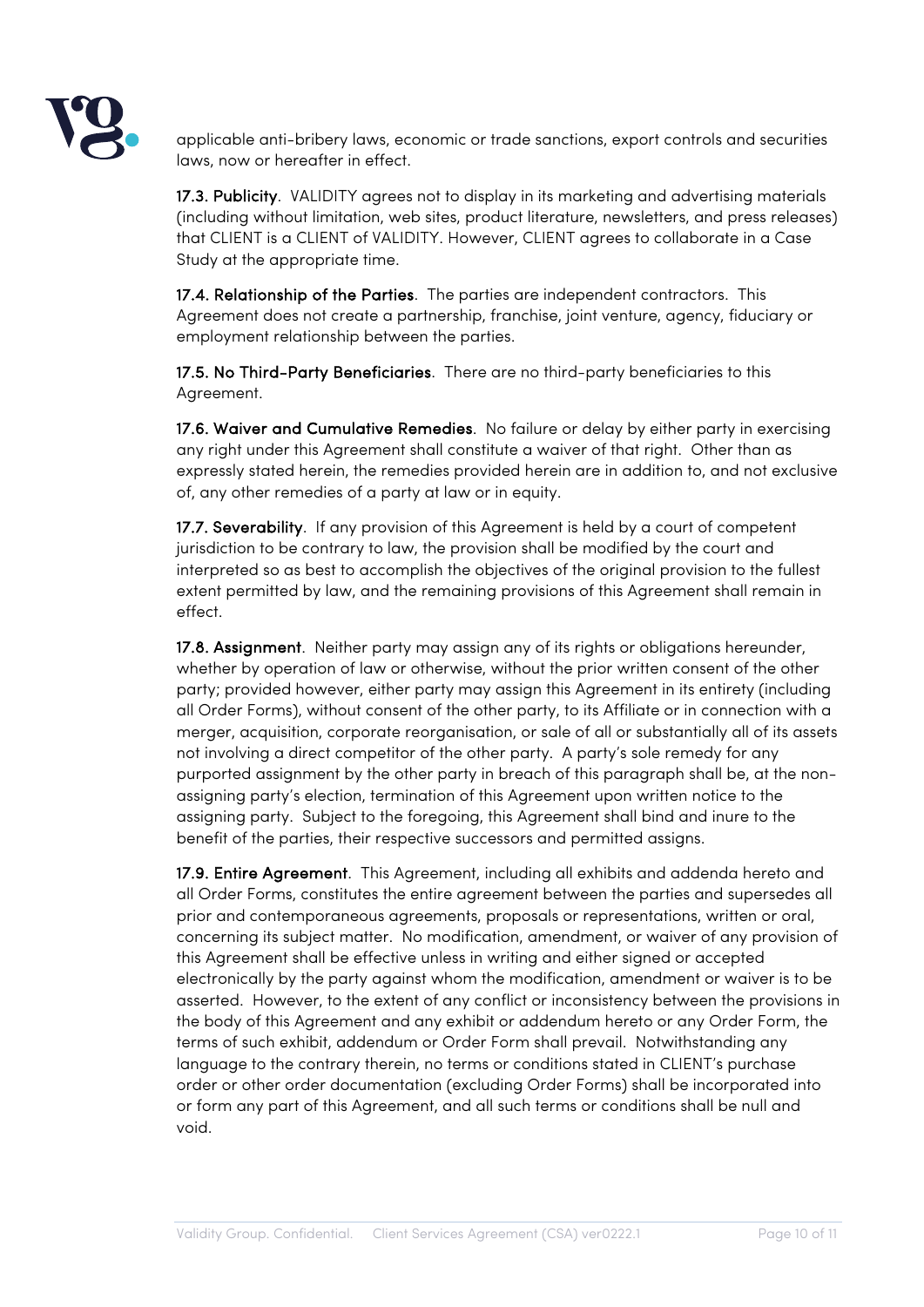applicable anti-bribery laws, economic or trade sanctions, export controls and securities laws, now or hereafter in effect.

**17.3. Publicity**. VALIDITY agrees not to display in its marketing and advertising materials (including without limitation, web sites, product literature, newsletters, and press releases) that CLIENT is a CLIENT of VALIDITY. However, CLIENT agrees to collaborate in a Case Study at the appropriate time.

**17.4. Relationship of the Parties**. The parties are independent contractors. This Agreement does not create a partnership, franchise, joint venture, agency, fiduciary or employment relationship between the parties.

**17.5. No Third-Party Beneficiaries**. There are no third-party beneficiaries to this Agreement.

**17.6. Waiver and Cumulative Remedies**. No failure or delay by either party in exercising any right under this Agreement shall constitute a waiver of that right. Other than as expressly stated herein, the remedies provided herein are in addition to, and not exclusive of, any other remedies of a party at law or in equity.

**17.7. Severability**. If any provision of this Agreement is held by a court of competent jurisdiction to be contrary to law, the provision shall be modified by the court and interpreted so as best to accomplish the objectives of the original provision to the fullest extent permitted by law, and the remaining provisions of this Agreement shall remain in effect.

**17.8. Assignment**. Neither party may assign any of its rights or obligations hereunder, whether by operation of law or otherwise, without the prior written consent of the other party; provided however, either party may assign this Agreement in its entirety (including all Order Forms), without consent of the other party, to its Affiliate or in connection with a merger, acquisition, corporate reorganisation, or sale of all or substantially all of its assets not involving a direct competitor of the other party. A party's sole remedy for any purported assignment by the other party in breach of this paragraph shall be, at the non-assigning party's election, termination of this Agreement upon written notice to the assigning party. Subject to the foregoing, this Agreement shall bind and inure to the benefit of the parties, their respective successors and permitted assigns.

**17.9. Entire Agreement**. This Agreement, including all exhibits and addenda hereto and all Order Forms, constitutes the entire agreement between the parties and supersedes all prior and contemporaneous agreements, proposals or representations, written or oral, concerning its subject matter. No modification, amendment, or waiver of any provision of this Agreement shall be effective unless in writing and either signed or accepted electronically by the party against whom the modification, amendment or waiver is to be asserted. However, to the extent of any conflict or inconsistency between the provisions in the body of this Agreement and any exhibit or addendum hereto or any Order Form, the terms of such exhibit, addendum or Order Form shall prevail. Notwithstanding any language to the contrary therein, no terms or conditions stated in CLIENT's purchase order or other order documentation (excluding Order Forms) shall be incorporated into or form any part of this Agreement, and all such terms or conditions shall be null and void.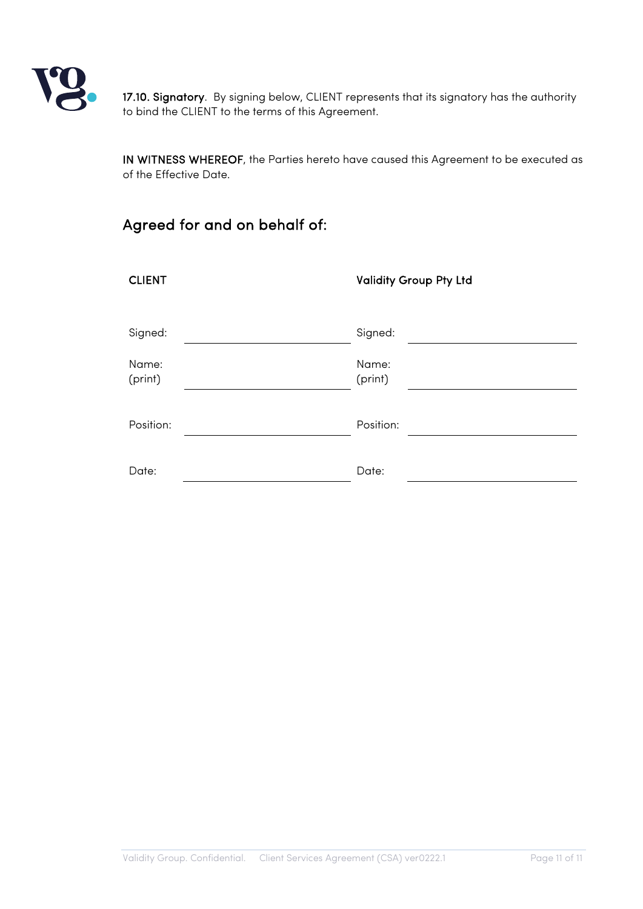**17.10. Signatory**. By signing below, CLIENT represents that its signatory has the authority to bind the CLIENT to the terms of this Agreement.

**IN WITNESS WHEREOF**, the Parties hereto have caused this Agreement to be executed as of the Effective Date.

## Agreed for and on behalf of:

| CLIENT | | Validity Group Pty Ltd | |
|---|---|---|---|
| Signed: | | Signed: | |
| Name: (print) | | Name: (print) | |
| Position: | | Position: | |
| Date: | | Date: | |